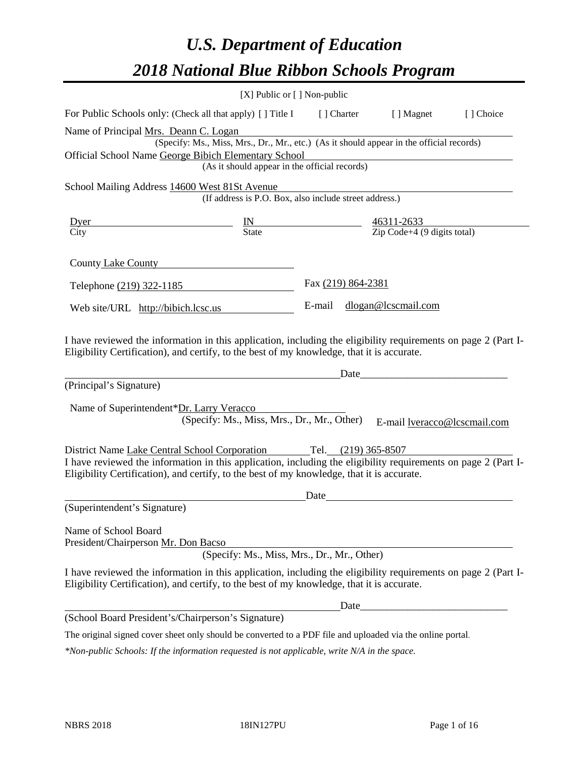# *U.S. Department of Education*

# *2018 National Blue Ribbon Schools Program*

[X] Public or [ ] Non-public

For Public Schools only: (Check all that apply) [ ] Title I [ ] Charter [ ] Magnet [ ] Choice

Name of Principal Mrs. Deann C. Logan
(Specify: Ms., Miss, Mrs., Dr., Mr., etc.) (As it should appear in the official records)

Official School Name George Bibich Elementary School
(As it should appear in the official records)

School Mailing Address 14600 West 81St Avenue
(If address is P.O. Box, also include street address.)

| Dyer | IN | 46311-2633 |
|---|---|---|
| City | State | Zip Code+4 (9 digits total) |

County Lake County

Telephone (219) 322-1185 Fax (219) 864-2381

Web site/URL http://bibich.lcsc.us E-mail dlogan@lcscmail.com

I have reviewed the information in this application, including the eligibility requirements on page 2 (Part I-Eligibility Certification), and certify, to the best of my knowledge, that it is accurate.

_______________________________________ Date_____________________

(Principal's Signature)

Name of Superintendent*Dr. Larry Veracco
(Specify: Ms., Miss, Mrs., Dr., Mr., Other) E-mail lveracco@lcscmail.com

District Name Lake Central School Corporation Tel. (219) 365-8507

I have reviewed the information in this application, including the eligibility requirements on page 2 (Part I-Eligibility Certification), and certify, to the best of my knowledge, that it is accurate.

_______________________________________ Date_____________________

(Superintendent's Signature)

Name of School Board
President/Chairperson Mr. Don Bacso
(Specify: Ms., Miss, Mrs., Dr., Mr., Other)

I have reviewed the information in this application, including the eligibility requirements on page 2 (Part I-Eligibility Certification), and certify, to the best of my knowledge, that it is accurate.

_______________________________________ Date_____________________

(School Board President's/Chairperson's Signature)

The original signed cover sheet only should be converted to a PDF file and uploaded via the online portal.

*\*Non-public Schools: If the information requested is not applicable, write N/A in the space.*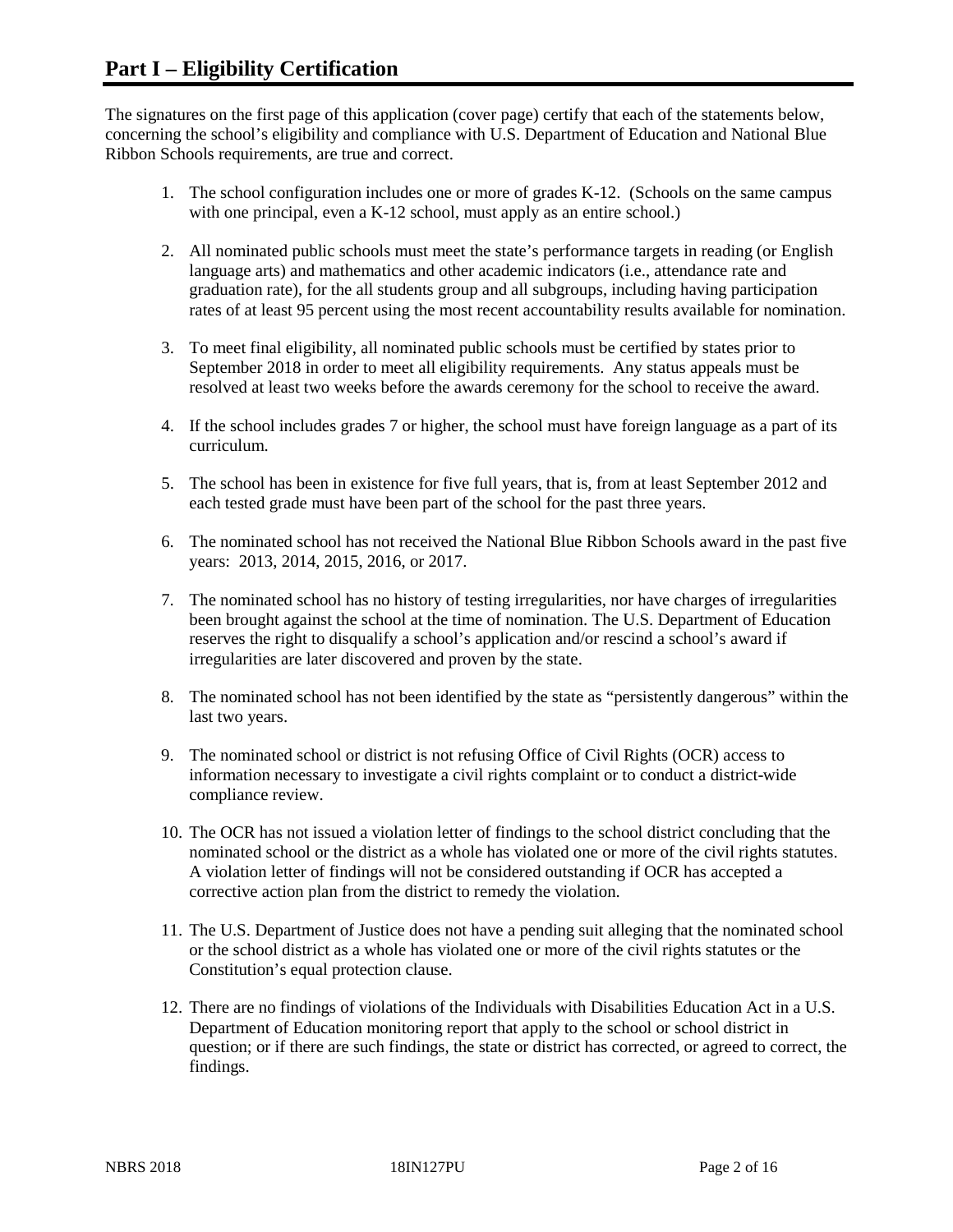# Part I – Eligibility Certification

The signatures on the first page of this application (cover page) certify that each of the statements below, concerning the school's eligibility and compliance with U.S. Department of Education and National Blue Ribbon Schools requirements, are true and correct.

1. The school configuration includes one or more of grades K-12. (Schools on the same campus with one principal, even a K-12 school, must apply as an entire school.)
2. All nominated public schools must meet the state's performance targets in reading (or English language arts) and mathematics and other academic indicators (i.e., attendance rate and graduation rate), for the all students group and all subgroups, including having participation rates of at least 95 percent using the most recent accountability results available for nomination.
3. To meet final eligibility, all nominated public schools must be certified by states prior to September 2018 in order to meet all eligibility requirements. Any status appeals must be resolved at least two weeks before the awards ceremony for the school to receive the award.
4. If the school includes grades 7 or higher, the school must have foreign language as a part of its curriculum.
5. The school has been in existence for five full years, that is, from at least September 2012 and each tested grade must have been part of the school for the past three years.
6. The nominated school has not received the National Blue Ribbon Schools award in the past five years: 2013, 2014, 2015, 2016, or 2017.
7. The nominated school has no history of testing irregularities, nor have charges of irregularities been brought against the school at the time of nomination. The U.S. Department of Education reserves the right to disqualify a school's application and/or rescind a school's award if irregularities are later discovered and proven by the state.
8. The nominated school has not been identified by the state as "persistently dangerous" within the last two years.
9. The nominated school or district is not refusing Office of Civil Rights (OCR) access to information necessary to investigate a civil rights complaint or to conduct a district-wide compliance review.
10. The OCR has not issued a violation letter of findings to the school district concluding that the nominated school or the district as a whole has violated one or more of the civil rights statutes. A violation letter of findings will not be considered outstanding if OCR has accepted a corrective action plan from the district to remedy the violation.
11. The U.S. Department of Justice does not have a pending suit alleging that the nominated school or the school district as a whole has violated one or more of the civil rights statutes or the Constitution's equal protection clause.
12. There are no findings of violations of the Individuals with Disabilities Education Act in a U.S. Department of Education monitoring report that apply to the school or school district in question; or if there are such findings, the state or district has corrected, or agreed to correct, the findings.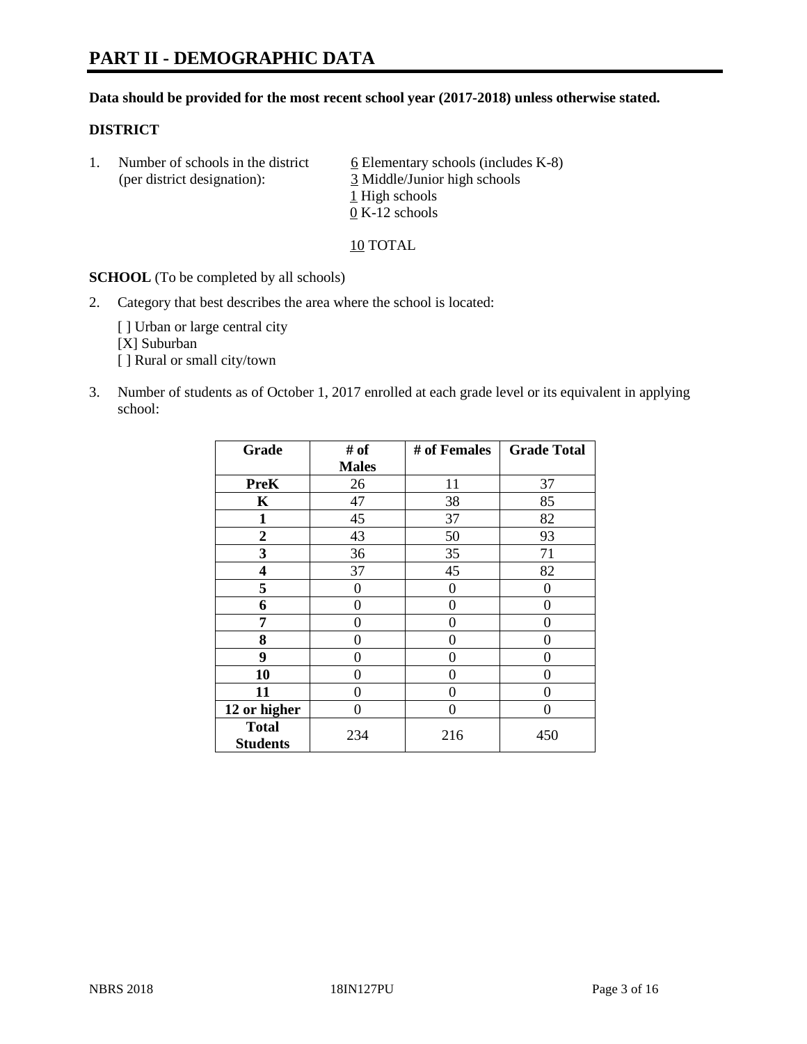# PART II - DEMOGRAPHIC DATA

**Data should be provided for the most recent school year (2017-2018) unless otherwise stated.**

**DISTRICT**

1. Number of schools in the district (per district designation):
   6 Elementary schools (includes K-8)
   3 Middle/Junior high schools
   1 High schools
   0 K-12 schools

   10 TOTAL

**SCHOOL** (To be completed by all schools)

2. Category that best describes the area where the school is located:

   [ ] Urban or large central city
   [X] Suburban
   [ ] Rural or small city/town

3. Number of students as of October 1, 2017 enrolled at each grade level or its equivalent in applying school:

| Grade | # of Males | # of Females | Grade Total |
|---|---|---|---|
| PreK | 26 | 11 | 37 |
| K | 47 | 38 | 85 |
| 1 | 45 | 37 | 82 |
| 2 | 43 | 50 | 93 |
| 3 | 36 | 35 | 71 |
| 4 | 37 | 45 | 82 |
| 5 | 0 | 0 | 0 |
| 6 | 0 | 0 | 0 |
| 7 | 0 | 0 | 0 |
| 8 | 0 | 0 | 0 |
| 9 | 0 | 0 | 0 |
| 10 | 0 | 0 | 0 |
| 11 | 0 | 0 | 0 |
| 12 or higher | 0 | 0 | 0 |
| Total Students | 234 | 216 | 450 |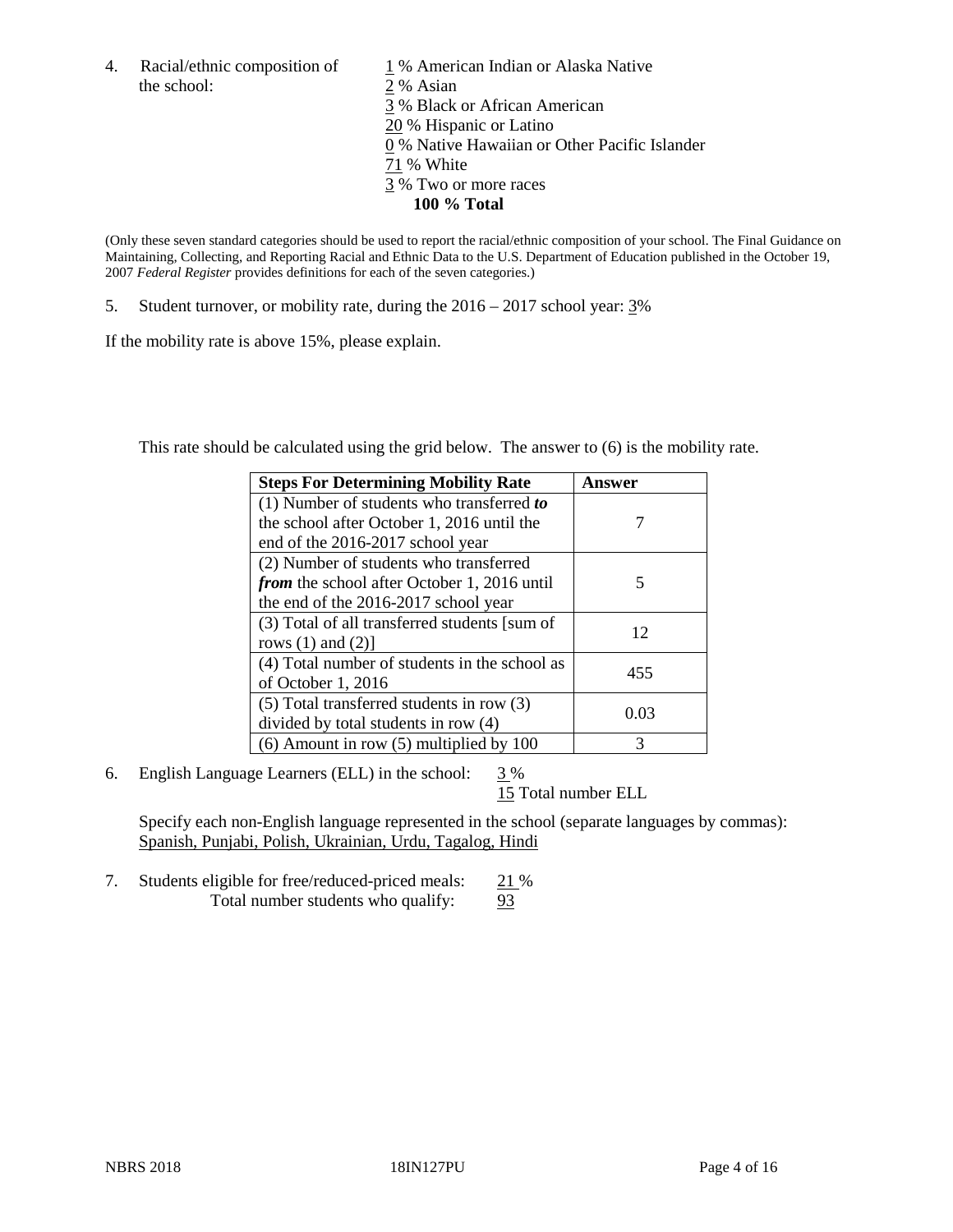4. Racial/ethnic composition of the school:

1 % American Indian or Alaska Native
2 % Asian
3 % Black or African American
20 % Hispanic or Latino
0 % Native Hawaiian or Other Pacific Islander
71 % White
3 % Two or more races
**100 % Total**

(Only these seven standard categories should be used to report the racial/ethnic composition of your school. The Final Guidance on Maintaining, Collecting, and Reporting Racial and Ethnic Data to the U.S. Department of Education published in the October 19, 2007 *Federal Register* provides definitions for each of the seven categories.)

5. Student turnover, or mobility rate, during the 2016 – 2017 school year: 3%

If the mobility rate is above 15%, please explain.

This rate should be calculated using the grid below. The answer to (6) is the mobility rate.

| **Steps For Determining Mobility Rate** | **Answer** |
|---|---|
| (1) Number of students who transferred ***to*** the school after October 1, 2016 until the end of the 2016-2017 school year | 7 |
| (2) Number of students who transferred ***from*** the school after October 1, 2016 until the end of the 2016-2017 school year | 5 |
| (3) Total of all transferred students [sum of rows (1) and (2)] | 12 |
| (4) Total number of students in the school as of October 1, 2016 | 455 |
| (5) Total transferred students in row (3) divided by total students in row (4) | 0.03 |
| (6) Amount in row (5) multiplied by 100 | 3 |

6. English Language Learners (ELL) in the school: 3 %
15 Total number ELL

Specify each non-English language represented in the school (separate languages by commas):
Spanish, Punjabi, Polish, Ukrainian, Urdu, Tagalog, Hindi

7. Students eligible for free/reduced-priced meals: 21 %
Total number students who qualify: 93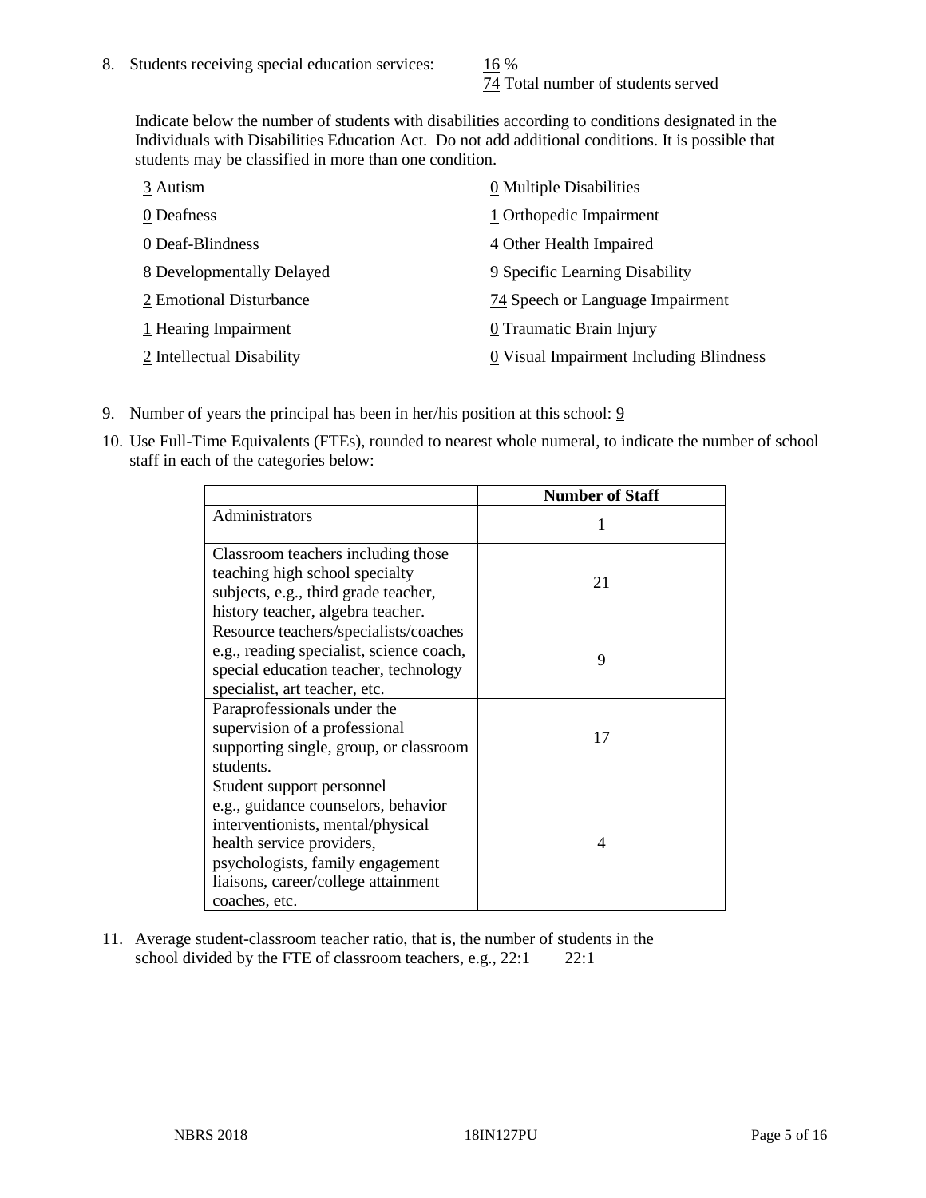8. Students receiving special education services: 16 %
   74 Total number of students served

   Indicate below the number of students with disabilities according to conditions designated in the Individuals with Disabilities Education Act. Do not add additional conditions. It is possible that students may be classified in more than one condition.

   3 Autism
   0 Deafness
   0 Deaf-Blindness
   8 Developmentally Delayed
   2 Emotional Disturbance
   1 Hearing Impairment
   2 Intellectual Disability
   0 Multiple Disabilities
   1 Orthopedic Impairment
   4 Other Health Impaired
   9 Specific Learning Disability
   74 Speech or Language Impairment
   0 Traumatic Brain Injury
   0 Visual Impairment Including Blindness

9. Number of years the principal has been in her/his position at this school: 9

10. Use Full-Time Equivalents (FTEs), rounded to nearest whole numeral, to indicate the number of school staff in each of the categories below:

| | Number of Staff |
|---|---|
| Administrators | 1 |
| Classroom teachers including those teaching high school specialty subjects, e.g., third grade teacher, history teacher, algebra teacher. | 21 |
| Resource teachers/specialists/coaches e.g., reading specialist, science coach, special education teacher, technology specialist, art teacher, etc. | 9 |
| Paraprofessionals under the supervision of a professional supporting single, group, or classroom students. | 17 |
| Student support personnel e.g., guidance counselors, behavior interventionists, mental/physical health service providers, psychologists, family engagement liaisons, career/college attainment coaches, etc. | 4 |

11. Average student-classroom teacher ratio, that is, the number of students in the school divided by the FTE of classroom teachers, e.g., 22:1 22:1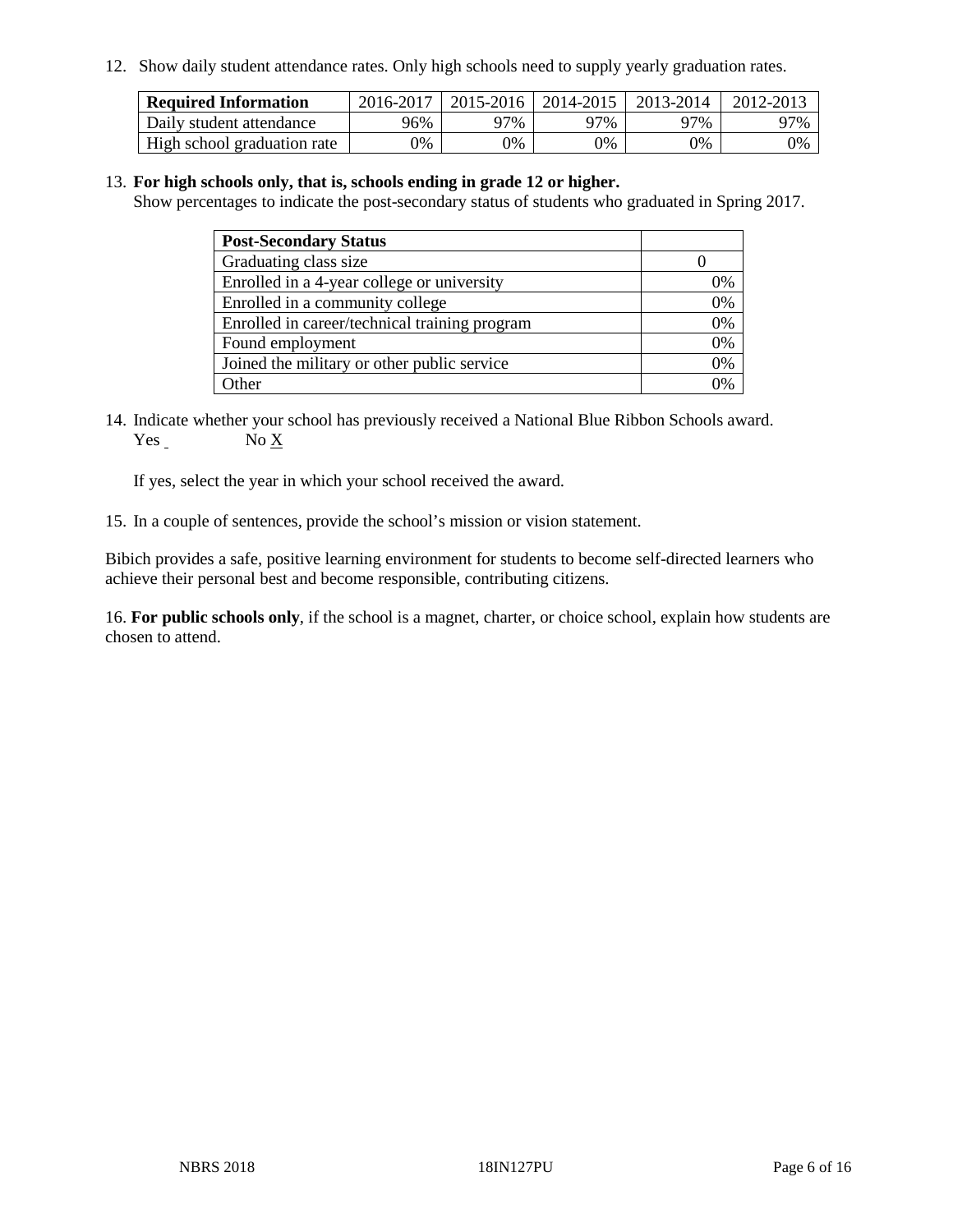12. Show daily student attendance rates. Only high schools need to supply yearly graduation rates.

| Required Information | 2016-2017 | 2015-2016 | 2014-2015 | 2013-2014 | 2012-2013 |
| --- | --- | --- | --- | --- | --- |
| Daily student attendance | 96% | 97% | 97% | 97% | 97% |
| High school graduation rate | 0% | 0% | 0% | 0% | 0% |

13. **For high schools only, that is, schools ending in grade 12 or higher.**
Show percentages to indicate the post-secondary status of students who graduated in Spring 2017.

| Post-Secondary Status | |
| --- | --- |
| Graduating class size | 0 |
| Enrolled in a 4-year college or university | 0% |
| Enrolled in a community college | 0% |
| Enrolled in career/technical training program | 0% |
| Found employment | 0% |
| Joined the military or other public service | 0% |
| Other | 0% |

14. Indicate whether your school has previously received a National Blue Ribbon Schools award.
Yes  No X

If yes, select the year in which your school received the award.

15. In a couple of sentences, provide the school's mission or vision statement.

Bibich provides a safe, positive learning environment for students to become self-directed learners who achieve their personal best and become responsible, contributing citizens.

16. **For public schools only**, if the school is a magnet, charter, or choice school, explain how students are chosen to attend.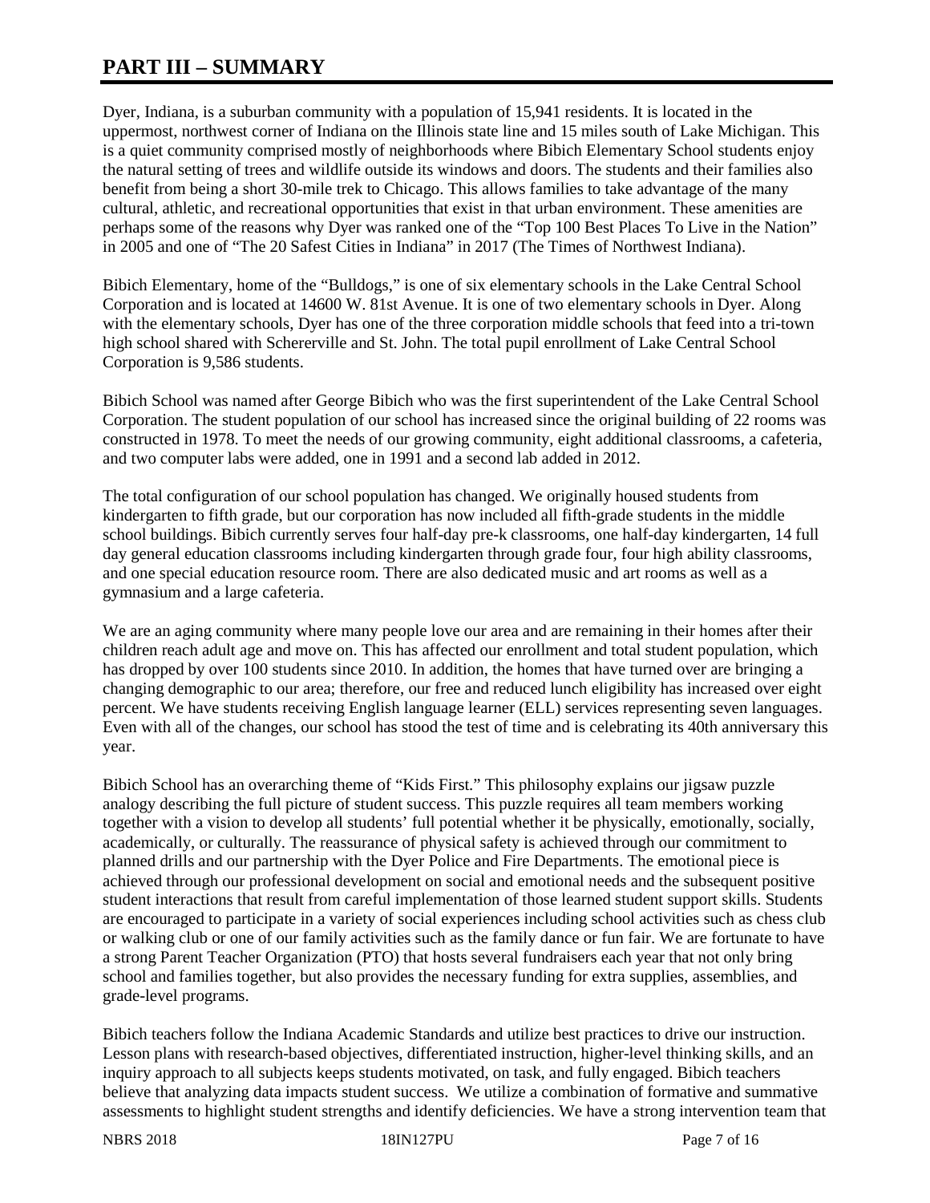# PART III – SUMMARY

Dyer, Indiana, is a suburban community with a population of 15,941 residents. It is located in the uppermost, northwest corner of Indiana on the Illinois state line and 15 miles south of Lake Michigan. This is a quiet community comprised mostly of neighborhoods where Bibich Elementary School students enjoy the natural setting of trees and wildlife outside its windows and doors. The students and their families also benefit from being a short 30-mile trek to Chicago. This allows families to take advantage of the many cultural, athletic, and recreational opportunities that exist in that urban environment. These amenities are perhaps some of the reasons why Dyer was ranked one of the "Top 100 Best Places To Live in the Nation" in 2005 and one of "The 20 Safest Cities in Indiana" in 2017 (The Times of Northwest Indiana).

Bibich Elementary, home of the "Bulldogs," is one of six elementary schools in the Lake Central School Corporation and is located at 14600 W. 81st Avenue. It is one of two elementary schools in Dyer. Along with the elementary schools, Dyer has one of the three corporation middle schools that feed into a tri-town high school shared with Schererville and St. John. The total pupil enrollment of Lake Central School Corporation is 9,586 students.

Bibich School was named after George Bibich who was the first superintendent of the Lake Central School Corporation. The student population of our school has increased since the original building of 22 rooms was constructed in 1978. To meet the needs of our growing community, eight additional classrooms, a cafeteria, and two computer labs were added, one in 1991 and a second lab added in 2012.

The total configuration of our school population has changed. We originally housed students from kindergarten to fifth grade, but our corporation has now included all fifth-grade students in the middle school buildings. Bibich currently serves four half-day pre-k classrooms, one half-day kindergarten, 14 full day general education classrooms including kindergarten through grade four, four high ability classrooms, and one special education resource room. There are also dedicated music and art rooms as well as a gymnasium and a large cafeteria.

We are an aging community where many people love our area and are remaining in their homes after their children reach adult age and move on. This has affected our enrollment and total student population, which has dropped by over 100 students since 2010. In addition, the homes that have turned over are bringing a changing demographic to our area; therefore, our free and reduced lunch eligibility has increased over eight percent. We have students receiving English language learner (ELL) services representing seven languages. Even with all of the changes, our school has stood the test of time and is celebrating its 40th anniversary this year.

Bibich School has an overarching theme of "Kids First." This philosophy explains our jigsaw puzzle analogy describing the full picture of student success. This puzzle requires all team members working together with a vision to develop all students' full potential whether it be physically, emotionally, socially, academically, or culturally. The reassurance of physical safety is achieved through our commitment to planned drills and our partnership with the Dyer Police and Fire Departments. The emotional piece is achieved through our professional development on social and emotional needs and the subsequent positive student interactions that result from careful implementation of those learned student support skills. Students are encouraged to participate in a variety of social experiences including school activities such as chess club or walking club or one of our family activities such as the family dance or fun fair. We are fortunate to have a strong Parent Teacher Organization (PTO) that hosts several fundraisers each year that not only bring school and families together, but also provides the necessary funding for extra supplies, assemblies, and grade-level programs.

Bibich teachers follow the Indiana Academic Standards and utilize best practices to drive our instruction. Lesson plans with research-based objectives, differentiated instruction, higher-level thinking skills, and an inquiry approach to all subjects keeps students motivated, on task, and fully engaged. Bibich teachers believe that analyzing data impacts student success. We utilize a combination of formative and summative assessments to highlight student strengths and identify deficiencies. We have a strong intervention team that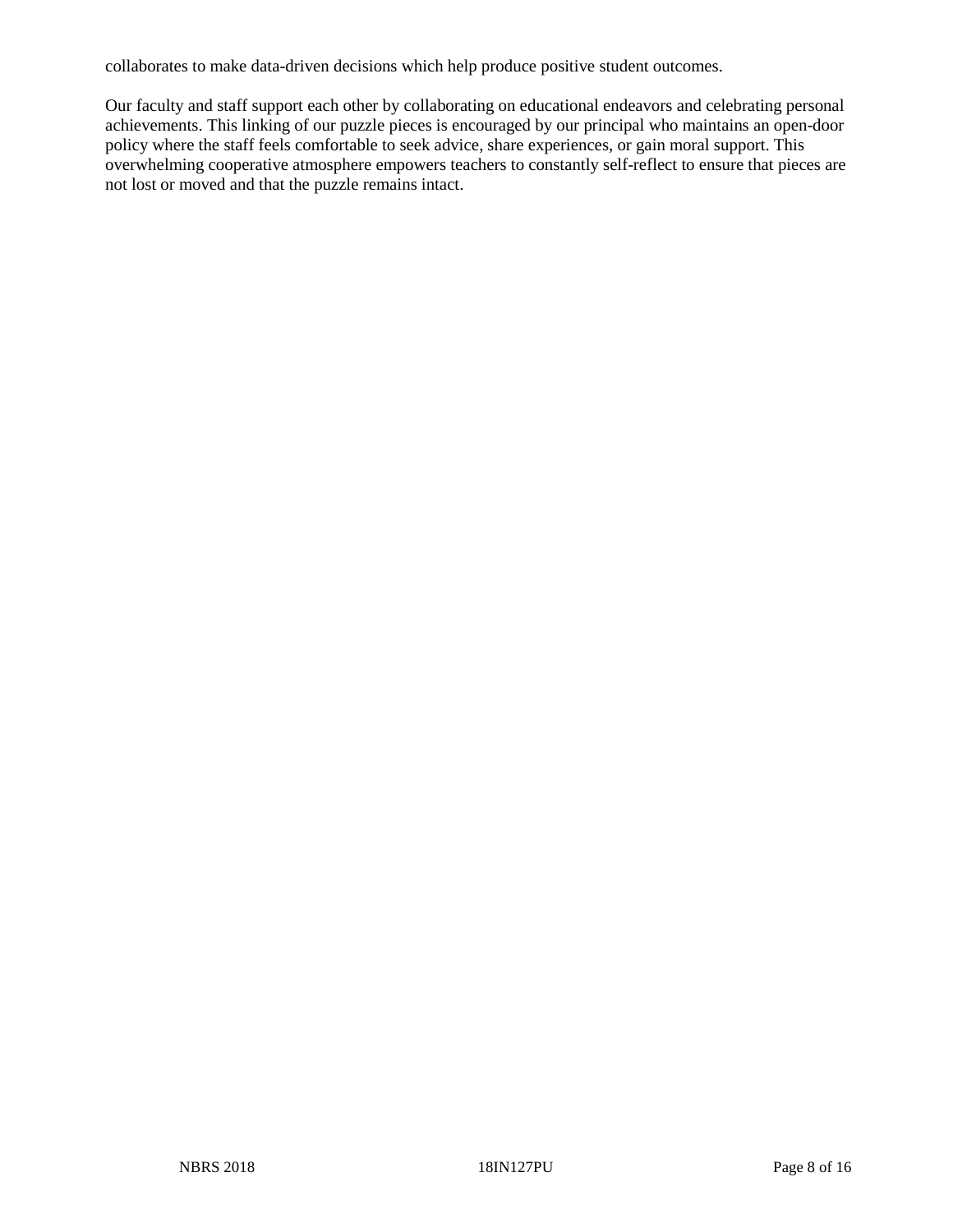collaborates to make data-driven decisions which help produce positive student outcomes.

Our faculty and staff support each other by collaborating on educational endeavors and celebrating personal achievements. This linking of our puzzle pieces is encouraged by our principal who maintains an open-door policy where the staff feels comfortable to seek advice, share experiences, or gain moral support. This overwhelming cooperative atmosphere empowers teachers to constantly self-reflect to ensure that pieces are not lost or moved and that the puzzle remains intact.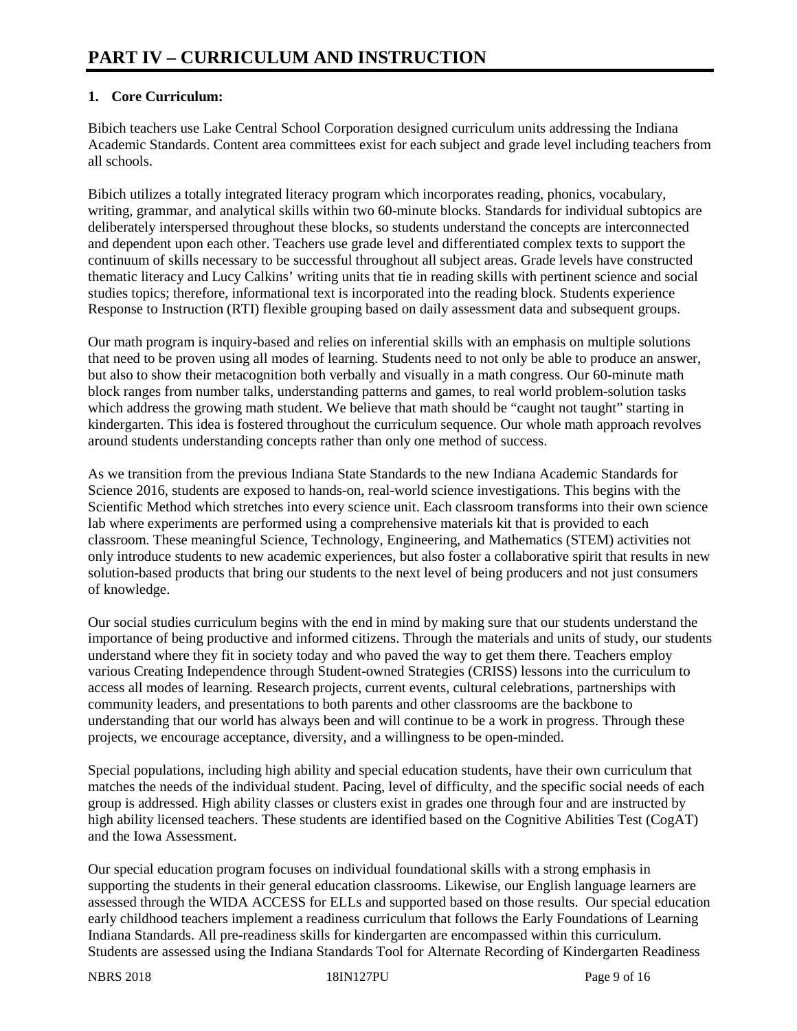# PART IV – CURRICULUM AND INSTRUCTION

## 1. Core Curriculum:

Bibich teachers use Lake Central School Corporation designed curriculum units addressing the Indiana Academic Standards. Content area committees exist for each subject and grade level including teachers from all schools.

Bibich utilizes a totally integrated literacy program which incorporates reading, phonics, vocabulary, writing, grammar, and analytical skills within two 60-minute blocks. Standards for individual subtopics are deliberately interspersed throughout these blocks, so students understand the concepts are interconnected and dependent upon each other. Teachers use grade level and differentiated complex texts to support the continuum of skills necessary to be successful throughout all subject areas. Grade levels have constructed thematic literacy and Lucy Calkins' writing units that tie in reading skills with pertinent science and social studies topics; therefore, informational text is incorporated into the reading block. Students experience Response to Instruction (RTI) flexible grouping based on daily assessment data and subsequent groups.

Our math program is inquiry-based and relies on inferential skills with an emphasis on multiple solutions that need to be proven using all modes of learning. Students need to not only be able to produce an answer, but also to show their metacognition both verbally and visually in a math congress. Our 60-minute math block ranges from number talks, understanding patterns and games, to real world problem-solution tasks which address the growing math student. We believe that math should be "caught not taught" starting in kindergarten. This idea is fostered throughout the curriculum sequence. Our whole math approach revolves around students understanding concepts rather than only one method of success.

As we transition from the previous Indiana State Standards to the new Indiana Academic Standards for Science 2016, students are exposed to hands-on, real-world science investigations. This begins with the Scientific Method which stretches into every science unit. Each classroom transforms into their own science lab where experiments are performed using a comprehensive materials kit that is provided to each classroom. These meaningful Science, Technology, Engineering, and Mathematics (STEM) activities not only introduce students to new academic experiences, but also foster a collaborative spirit that results in new solution-based products that bring our students to the next level of being producers and not just consumers of knowledge.

Our social studies curriculum begins with the end in mind by making sure that our students understand the importance of being productive and informed citizens. Through the materials and units of study, our students understand where they fit in society today and who paved the way to get them there. Teachers employ various Creating Independence through Student-owned Strategies (CRISS) lessons into the curriculum to access all modes of learning. Research projects, current events, cultural celebrations, partnerships with community leaders, and presentations to both parents and other classrooms are the backbone to understanding that our world has always been and will continue to be a work in progress. Through these projects, we encourage acceptance, diversity, and a willingness to be open-minded.

Special populations, including high ability and special education students, have their own curriculum that matches the needs of the individual student. Pacing, level of difficulty, and the specific social needs of each group is addressed. High ability classes or clusters exist in grades one through four and are instructed by high ability licensed teachers. These students are identified based on the Cognitive Abilities Test (CogAT) and the Iowa Assessment.

Our special education program focuses on individual foundational skills with a strong emphasis in supporting the students in their general education classrooms. Likewise, our English language learners are assessed through the WIDA ACCESS for ELLs and supported based on those results. Our special education early childhood teachers implement a readiness curriculum that follows the Early Foundations of Learning Indiana Standards. All pre-readiness skills for kindergarten are encompassed within this curriculum. Students are assessed using the Indiana Standards Tool for Alternate Recording of Kindergarten Readiness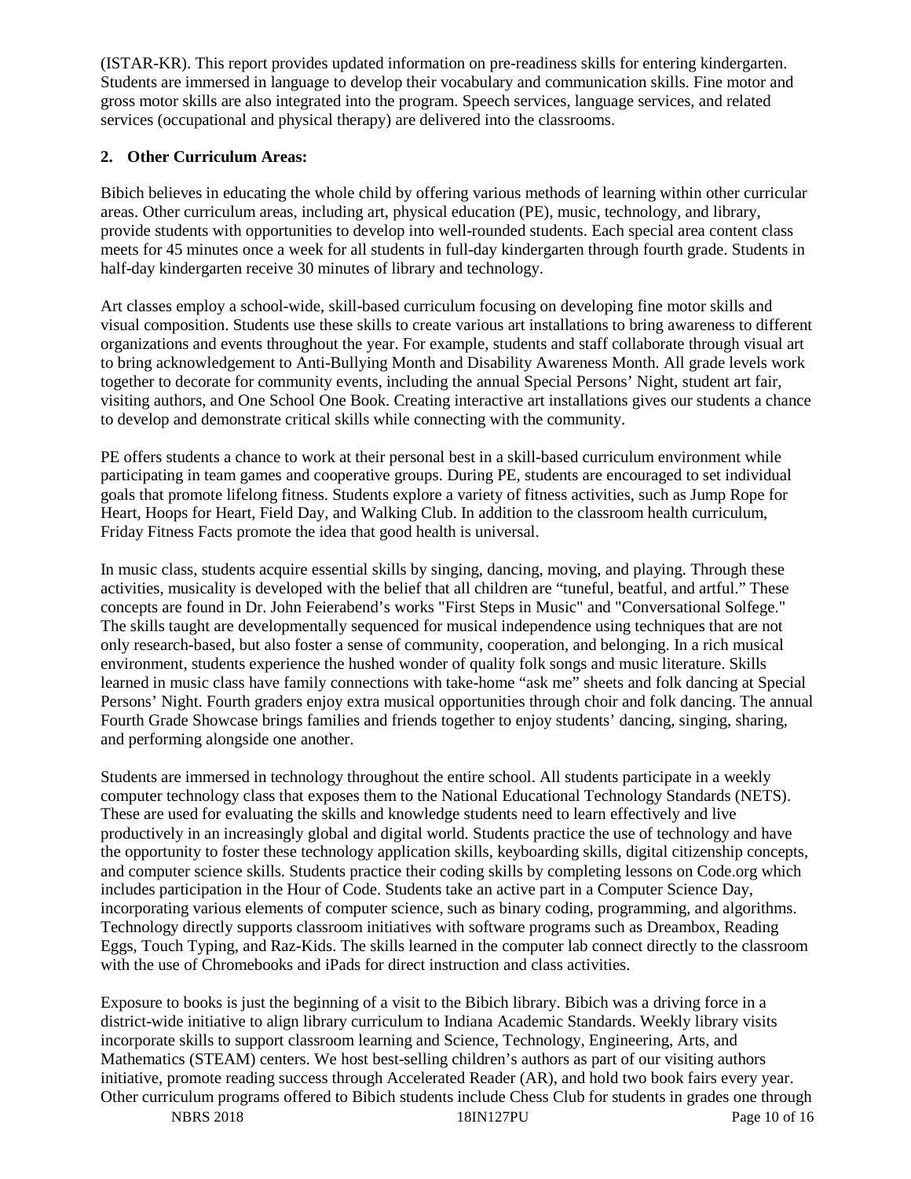(ISTAR-KR). This report provides updated information on pre-readiness skills for entering kindergarten. Students are immersed in language to develop their vocabulary and communication skills. Fine motor and gross motor skills are also integrated into the program. Speech services, language services, and related services (occupational and physical therapy) are delivered into the classrooms.

**2. Other Curriculum Areas:**

Bibich believes in educating the whole child by offering various methods of learning within other curricular areas. Other curriculum areas, including art, physical education (PE), music, technology, and library, provide students with opportunities to develop into well-rounded students. Each special area content class meets for 45 minutes once a week for all students in full-day kindergarten through fourth grade. Students in half-day kindergarten receive 30 minutes of library and technology.

Art classes employ a school-wide, skill-based curriculum focusing on developing fine motor skills and visual composition. Students use these skills to create various art installations to bring awareness to different organizations and events throughout the year. For example, students and staff collaborate through visual art to bring acknowledgement to Anti-Bullying Month and Disability Awareness Month. All grade levels work together to decorate for community events, including the annual Special Persons' Night, student art fair, visiting authors, and One School One Book. Creating interactive art installations gives our students a chance to develop and demonstrate critical skills while connecting with the community.

PE offers students a chance to work at their personal best in a skill-based curriculum environment while participating in team games and cooperative groups. During PE, students are encouraged to set individual goals that promote lifelong fitness. Students explore a variety of fitness activities, such as Jump Rope for Heart, Hoops for Heart, Field Day, and Walking Club. In addition to the classroom health curriculum, Friday Fitness Facts promote the idea that good health is universal.

In music class, students acquire essential skills by singing, dancing, moving, and playing. Through these activities, musicality is developed with the belief that all children are "tuneful, beatful, and artful." These concepts are found in Dr. John Feierabend's works "First Steps in Music" and "Conversational Solfege." The skills taught are developmentally sequenced for musical independence using techniques that are not only research-based, but also foster a sense of community, cooperation, and belonging. In a rich musical environment, students experience the hushed wonder of quality folk songs and music literature. Skills learned in music class have family connections with take-home "ask me" sheets and folk dancing at Special Persons' Night. Fourth graders enjoy extra musical opportunities through choir and folk dancing. The annual Fourth Grade Showcase brings families and friends together to enjoy students' dancing, singing, sharing, and performing alongside one another.

Students are immersed in technology throughout the entire school. All students participate in a weekly computer technology class that exposes them to the National Educational Technology Standards (NETS). These are used for evaluating the skills and knowledge students need to learn effectively and live productively in an increasingly global and digital world. Students practice the use of technology and have the opportunity to foster these technology application skills, keyboarding skills, digital citizenship concepts, and computer science skills. Students practice their coding skills by completing lessons on Code.org which includes participation in the Hour of Code. Students take an active part in a Computer Science Day, incorporating various elements of computer science, such as binary coding, programming, and algorithms. Technology directly supports classroom initiatives with software programs such as Dreambox, Reading Eggs, Touch Typing, and Raz-Kids. The skills learned in the computer lab connect directly to the classroom with the use of Chromebooks and iPads for direct instruction and class activities.

Exposure to books is just the beginning of a visit to the Bibich library. Bibich was a driving force in a district-wide initiative to align library curriculum to Indiana Academic Standards. Weekly library visits incorporate skills to support classroom learning and Science, Technology, Engineering, Arts, and Mathematics (STEAM) centers. We host best-selling children's authors as part of our visiting authors initiative, promote reading success through Accelerated Reader (AR), and hold two book fairs every year. Other curriculum programs offered to Bibich students include Chess Club for students in grades one through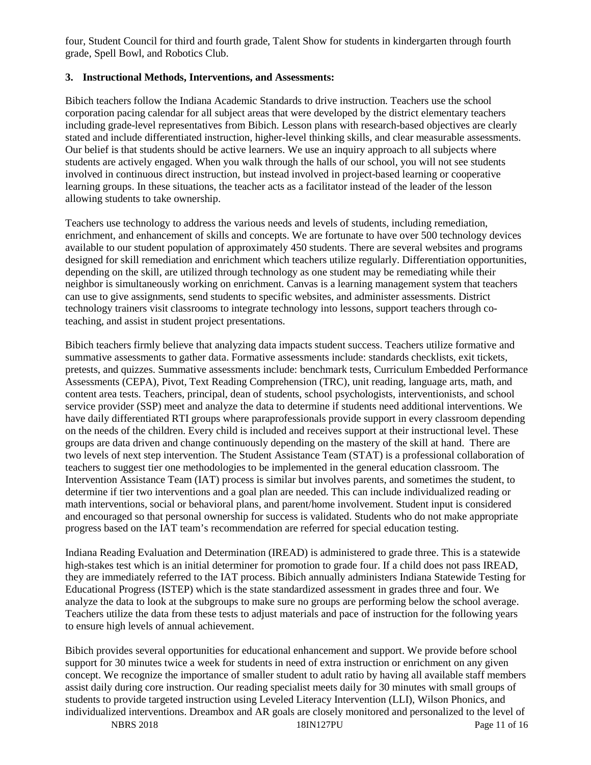four, Student Council for third and fourth grade, Talent Show for students in kindergarten through fourth grade, Spell Bowl, and Robotics Club.

**3. Instructional Methods, Interventions, and Assessments:**

Bibich teachers follow the Indiana Academic Standards to drive instruction. Teachers use the school corporation pacing calendar for all subject areas that were developed by the district elementary teachers including grade-level representatives from Bibich. Lesson plans with research-based objectives are clearly stated and include differentiated instruction, higher-level thinking skills, and clear measurable assessments. Our belief is that students should be active learners. We use an inquiry approach to all subjects where students are actively engaged. When you walk through the halls of our school, you will not see students involved in continuous direct instruction, but instead involved in project-based learning or cooperative learning groups. In these situations, the teacher acts as a facilitator instead of the leader of the lesson allowing students to take ownership.

Teachers use technology to address the various needs and levels of students, including remediation, enrichment, and enhancement of skills and concepts. We are fortunate to have over 500 technology devices available to our student population of approximately 450 students. There are several websites and programs designed for skill remediation and enrichment which teachers utilize regularly. Differentiation opportunities, depending on the skill, are utilized through technology as one student may be remediating while their neighbor is simultaneously working on enrichment. Canvas is a learning management system that teachers can use to give assignments, send students to specific websites, and administer assessments. District technology trainers visit classrooms to integrate technology into lessons, support teachers through co-teaching, and assist in student project presentations.

Bibich teachers firmly believe that analyzing data impacts student success. Teachers utilize formative and summative assessments to gather data. Formative assessments include: standards checklists, exit tickets, pretests, and quizzes. Summative assessments include: benchmark tests, Curriculum Embedded Performance Assessments (CEPA), Pivot, Text Reading Comprehension (TRC), unit reading, language arts, math, and content area tests. Teachers, principal, dean of students, school psychologists, interventionists, and school service provider (SSP) meet and analyze the data to determine if students need additional interventions. We have daily differentiated RTI groups where paraprofessionals provide support in every classroom depending on the needs of the children. Every child is included and receives support at their instructional level. These groups are data driven and change continuously depending on the mastery of the skill at hand. There are two levels of next step intervention. The Student Assistance Team (STAT) is a professional collaboration of teachers to suggest tier one methodologies to be implemented in the general education classroom. The Intervention Assistance Team (IAT) process is similar but involves parents, and sometimes the student, to determine if tier two interventions and a goal plan are needed. This can include individualized reading or math interventions, social or behavioral plans, and parent/home involvement. Student input is considered and encouraged so that personal ownership for success is validated. Students who do not make appropriate progress based on the IAT team's recommendation are referred for special education testing.

Indiana Reading Evaluation and Determination (IREAD) is administered to grade three. This is a statewide high-stakes test which is an initial determiner for promotion to grade four. If a child does not pass IREAD, they are immediately referred to the IAT process. Bibich annually administers Indiana Statewide Testing for Educational Progress (ISTEP) which is the state standardized assessment in grades three and four. We analyze the data to look at the subgroups to make sure no groups are performing below the school average. Teachers utilize the data from these tests to adjust materials and pace of instruction for the following years to ensure high levels of annual achievement.

Bibich provides several opportunities for educational enhancement and support. We provide before school support for 30 minutes twice a week for students in need of extra instruction or enrichment on any given concept. We recognize the importance of smaller student to adult ratio by having all available staff members assist daily during core instruction. Our reading specialist meets daily for 30 minutes with small groups of students to provide targeted instruction using Leveled Literacy Intervention (LLI), Wilson Phonics, and individualized interventions. Dreambox and AR goals are closely monitored and personalized to the level of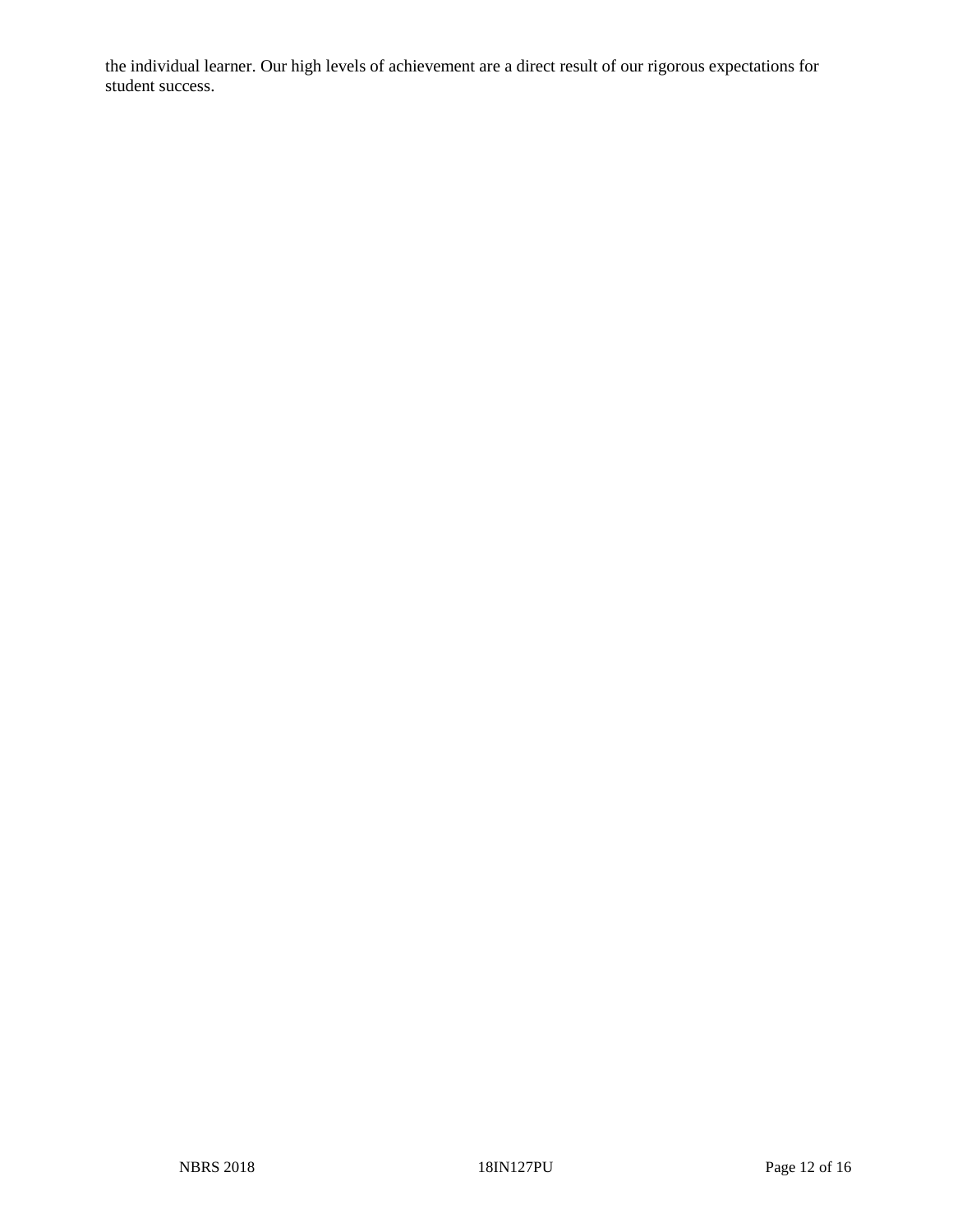the individual learner. Our high levels of achievement are a direct result of our rigorous expectations for student success.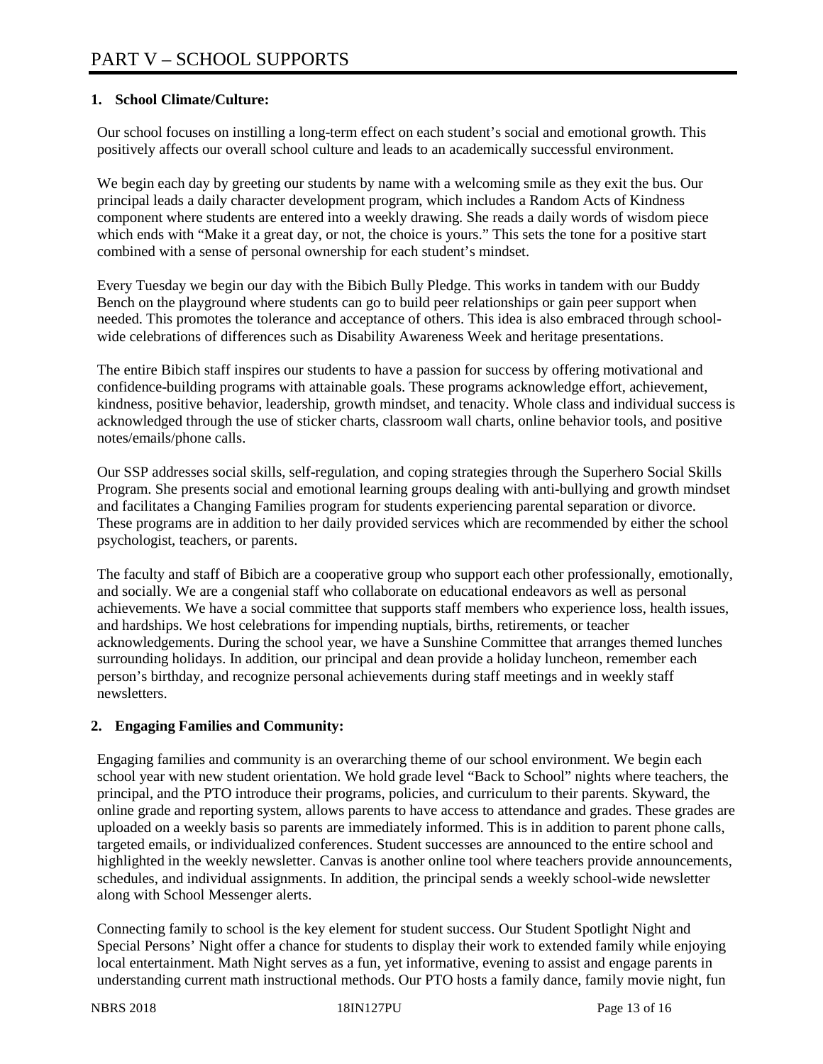# PART V – SCHOOL SUPPORTS

## 1. School Climate/Culture:

Our school focuses on instilling a long-term effect on each student's social and emotional growth. This positively affects our overall school culture and leads to an academically successful environment.

We begin each day by greeting our students by name with a welcoming smile as they exit the bus. Our principal leads a daily character development program, which includes a Random Acts of Kindness component where students are entered into a weekly drawing. She reads a daily words of wisdom piece which ends with "Make it a great day, or not, the choice is yours." This sets the tone for a positive start combined with a sense of personal ownership for each student's mindset.

Every Tuesday we begin our day with the Bibich Bully Pledge. This works in tandem with our Buddy Bench on the playground where students can go to build peer relationships or gain peer support when needed. This promotes the tolerance and acceptance of others. This idea is also embraced through school-wide celebrations of differences such as Disability Awareness Week and heritage presentations.

The entire Bibich staff inspires our students to have a passion for success by offering motivational and confidence-building programs with attainable goals. These programs acknowledge effort, achievement, kindness, positive behavior, leadership, growth mindset, and tenacity. Whole class and individual success is acknowledged through the use of sticker charts, classroom wall charts, online behavior tools, and positive notes/emails/phone calls.

Our SSP addresses social skills, self-regulation, and coping strategies through the Superhero Social Skills Program. She presents social and emotional learning groups dealing with anti-bullying and growth mindset and facilitates a Changing Families program for students experiencing parental separation or divorce. These programs are in addition to her daily provided services which are recommended by either the school psychologist, teachers, or parents.

The faculty and staff of Bibich are a cooperative group who support each other professionally, emotionally, and socially. We are a congenial staff who collaborate on educational endeavors as well as personal achievements. We have a social committee that supports staff members who experience loss, health issues, and hardships. We host celebrations for impending nuptials, births, retirements, or teacher acknowledgements. During the school year, we have a Sunshine Committee that arranges themed lunches surrounding holidays. In addition, our principal and dean provide a holiday luncheon, remember each person's birthday, and recognize personal achievements during staff meetings and in weekly staff newsletters.

## 2. Engaging Families and Community:

Engaging families and community is an overarching theme of our school environment. We begin each school year with new student orientation. We hold grade level "Back to School" nights where teachers, the principal, and the PTO introduce their programs, policies, and curriculum to their parents. Skyward, the online grade and reporting system, allows parents to have access to attendance and grades. These grades are uploaded on a weekly basis so parents are immediately informed. This is in addition to parent phone calls, targeted emails, or individualized conferences. Student successes are announced to the entire school and highlighted in the weekly newsletter. Canvas is another online tool where teachers provide announcements, schedules, and individual assignments. In addition, the principal sends a weekly school-wide newsletter along with School Messenger alerts.

Connecting family to school is the key element for student success. Our Student Spotlight Night and Special Persons' Night offer a chance for students to display their work to extended family while enjoying local entertainment. Math Night serves as a fun, yet informative, evening to assist and engage parents in understanding current math instructional methods. Our PTO hosts a family dance, family movie night, fun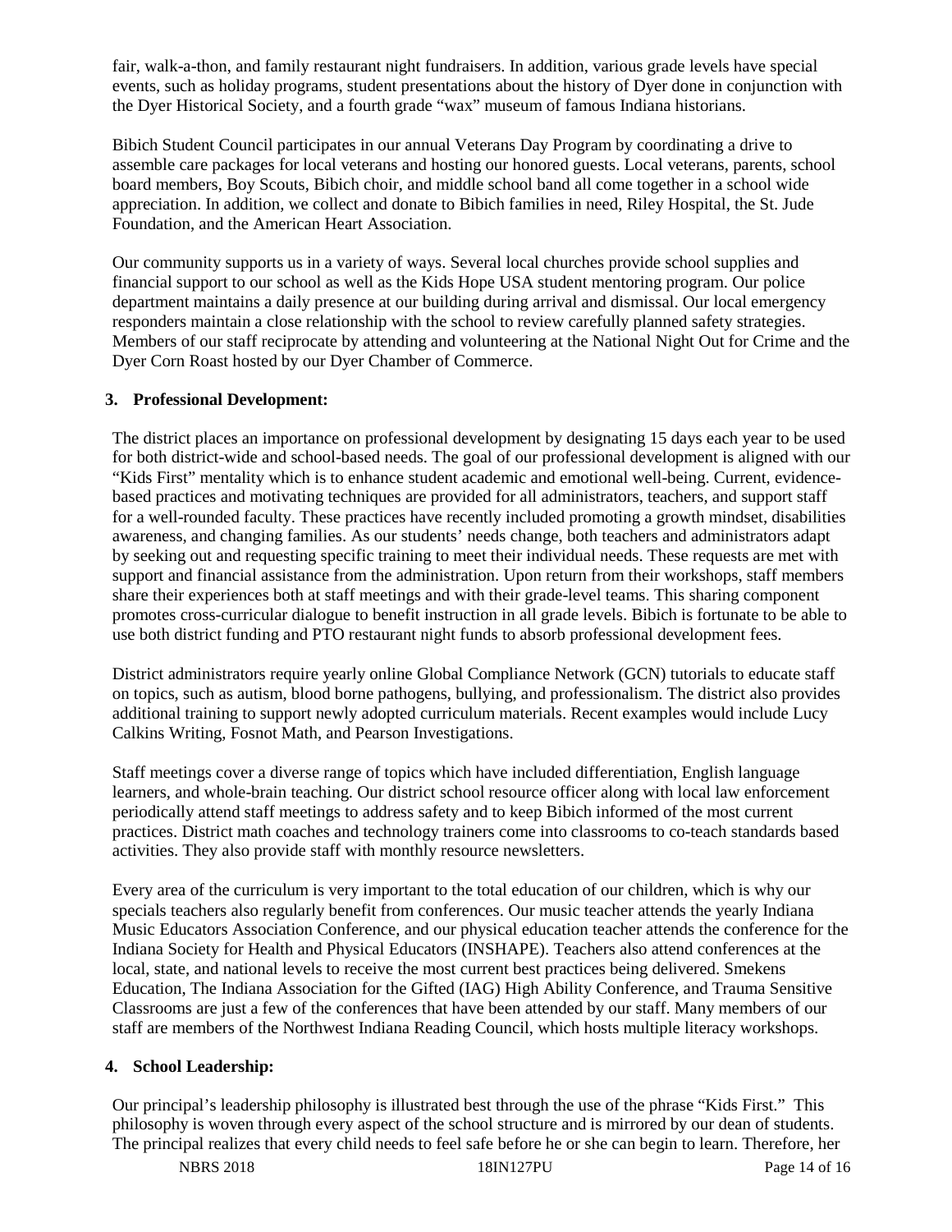fair, walk-a-thon, and family restaurant night fundraisers. In addition, various grade levels have special events, such as holiday programs, student presentations about the history of Dyer done in conjunction with the Dyer Historical Society, and a fourth grade "wax" museum of famous Indiana historians.

Bibich Student Council participates in our annual Veterans Day Program by coordinating a drive to assemble care packages for local veterans and hosting our honored guests. Local veterans, parents, school board members, Boy Scouts, Bibich choir, and middle school band all come together in a school wide appreciation. In addition, we collect and donate to Bibich families in need, Riley Hospital, the St. Jude Foundation, and the American Heart Association.

Our community supports us in a variety of ways. Several local churches provide school supplies and financial support to our school as well as the Kids Hope USA student mentoring program. Our police department maintains a daily presence at our building during arrival and dismissal. Our local emergency responders maintain a close relationship with the school to review carefully planned safety strategies. Members of our staff reciprocate by attending and volunteering at the National Night Out for Crime and the Dyer Corn Roast hosted by our Dyer Chamber of Commerce.

### 3. Professional Development:

The district places an importance on professional development by designating 15 days each year to be used for both district-wide and school-based needs. The goal of our professional development is aligned with our "Kids First" mentality which is to enhance student academic and emotional well-being. Current, evidence-based practices and motivating techniques are provided for all administrators, teachers, and support staff for a well-rounded faculty. These practices have recently included promoting a growth mindset, disabilities awareness, and changing families. As our students' needs change, both teachers and administrators adapt by seeking out and requesting specific training to meet their individual needs. These requests are met with support and financial assistance from the administration. Upon return from their workshops, staff members share their experiences both at staff meetings and with their grade-level teams. This sharing component promotes cross-curricular dialogue to benefit instruction in all grade levels. Bibich is fortunate to be able to use both district funding and PTO restaurant night funds to absorb professional development fees.

District administrators require yearly online Global Compliance Network (GCN) tutorials to educate staff on topics, such as autism, blood borne pathogens, bullying, and professionalism. The district also provides additional training to support newly adopted curriculum materials. Recent examples would include Lucy Calkins Writing, Fosnot Math, and Pearson Investigations.

Staff meetings cover a diverse range of topics which have included differentiation, English language learners, and whole-brain teaching. Our district school resource officer along with local law enforcement periodically attend staff meetings to address safety and to keep Bibich informed of the most current practices. District math coaches and technology trainers come into classrooms to co-teach standards based activities. They also provide staff with monthly resource newsletters.

Every area of the curriculum is very important to the total education of our children, which is why our specials teachers also regularly benefit from conferences. Our music teacher attends the yearly Indiana Music Educators Association Conference, and our physical education teacher attends the conference for the Indiana Society for Health and Physical Educators (INSHAPE). Teachers also attend conferences at the local, state, and national levels to receive the most current best practices being delivered. Smekens Education, The Indiana Association for the Gifted (IAG) High Ability Conference, and Trauma Sensitive Classrooms are just a few of the conferences that have been attended by our staff. Many members of our staff are members of the Northwest Indiana Reading Council, which hosts multiple literacy workshops.

### 4. School Leadership:

Our principal's leadership philosophy is illustrated best through the use of the phrase "Kids First." This philosophy is woven through every aspect of the school structure and is mirrored by our dean of students. The principal realizes that every child needs to feel safe before he or she can begin to learn. Therefore, her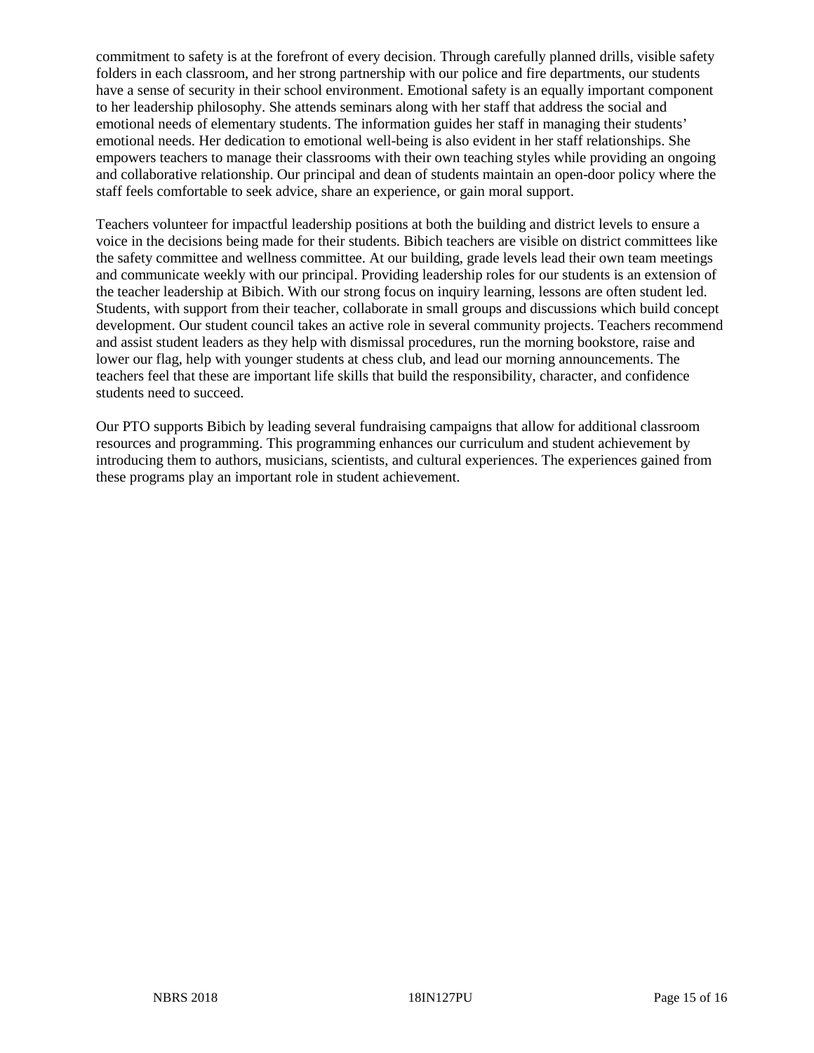commitment to safety is at the forefront of every decision. Through carefully planned drills, visible safety folders in each classroom, and her strong partnership with our police and fire departments, our students have a sense of security in their school environment. Emotional safety is an equally important component to her leadership philosophy. She attends seminars along with her staff that address the social and emotional needs of elementary students. The information guides her staff in managing their students' emotional needs. Her dedication to emotional well-being is also evident in her staff relationships. She empowers teachers to manage their classrooms with their own teaching styles while providing an ongoing and collaborative relationship. Our principal and dean of students maintain an open-door policy where the staff feels comfortable to seek advice, share an experience, or gain moral support.

Teachers volunteer for impactful leadership positions at both the building and district levels to ensure a voice in the decisions being made for their students. Bibich teachers are visible on district committees like the safety committee and wellness committee. At our building, grade levels lead their own team meetings and communicate weekly with our principal. Providing leadership roles for our students is an extension of the teacher leadership at Bibich. With our strong focus on inquiry learning, lessons are often student led. Students, with support from their teacher, collaborate in small groups and discussions which build concept development. Our student council takes an active role in several community projects. Teachers recommend and assist student leaders as they help with dismissal procedures, run the morning bookstore, raise and lower our flag, help with younger students at chess club, and lead our morning announcements. The teachers feel that these are important life skills that build the responsibility, character, and confidence students need to succeed.

Our PTO supports Bibich by leading several fundraising campaigns that allow for additional classroom resources and programming. This programming enhances our curriculum and student achievement by introducing them to authors, musicians, scientists, and cultural experiences. The experiences gained from these programs play an important role in student achievement.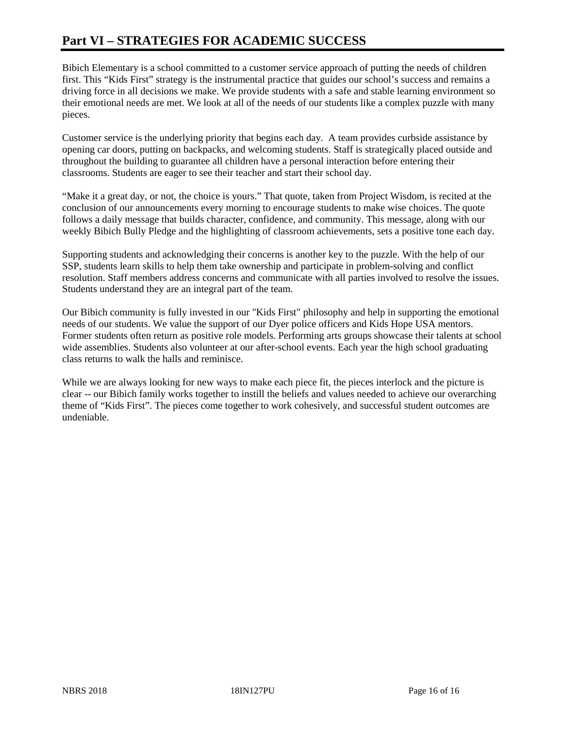# Part VI – STRATEGIES FOR ACADEMIC SUCCESS

Bibich Elementary is a school committed to a customer service approach of putting the needs of children first. This "Kids First" strategy is the instrumental practice that guides our school's success and remains a driving force in all decisions we make. We provide students with a safe and stable learning environment so their emotional needs are met. We look at all of the needs of our students like a complex puzzle with many pieces.

Customer service is the underlying priority that begins each day. A team provides curbside assistance by opening car doors, putting on backpacks, and welcoming students. Staff is strategically placed outside and throughout the building to guarantee all children have a personal interaction before entering their classrooms. Students are eager to see their teacher and start their school day.

"Make it a great day, or not, the choice is yours." That quote, taken from Project Wisdom, is recited at the conclusion of our announcements every morning to encourage students to make wise choices. The quote follows a daily message that builds character, confidence, and community. This message, along with our weekly Bibich Bully Pledge and the highlighting of classroom achievements, sets a positive tone each day.

Supporting students and acknowledging their concerns is another key to the puzzle. With the help of our SSP, students learn skills to help them take ownership and participate in problem-solving and conflict resolution. Staff members address concerns and communicate with all parties involved to resolve the issues. Students understand they are an integral part of the team.

Our Bibich community is fully invested in our "Kids First" philosophy and help in supporting the emotional needs of our students. We value the support of our Dyer police officers and Kids Hope USA mentors. Former students often return as positive role models. Performing arts groups showcase their talents at school wide assemblies. Students also volunteer at our after-school events. Each year the high school graduating class returns to walk the halls and reminisce.

While we are always looking for new ways to make each piece fit, the pieces interlock and the picture is clear -- our Bibich family works together to instill the beliefs and values needed to achieve our overarching theme of "Kids First". The pieces come together to work cohesively, and successful student outcomes are undeniable.